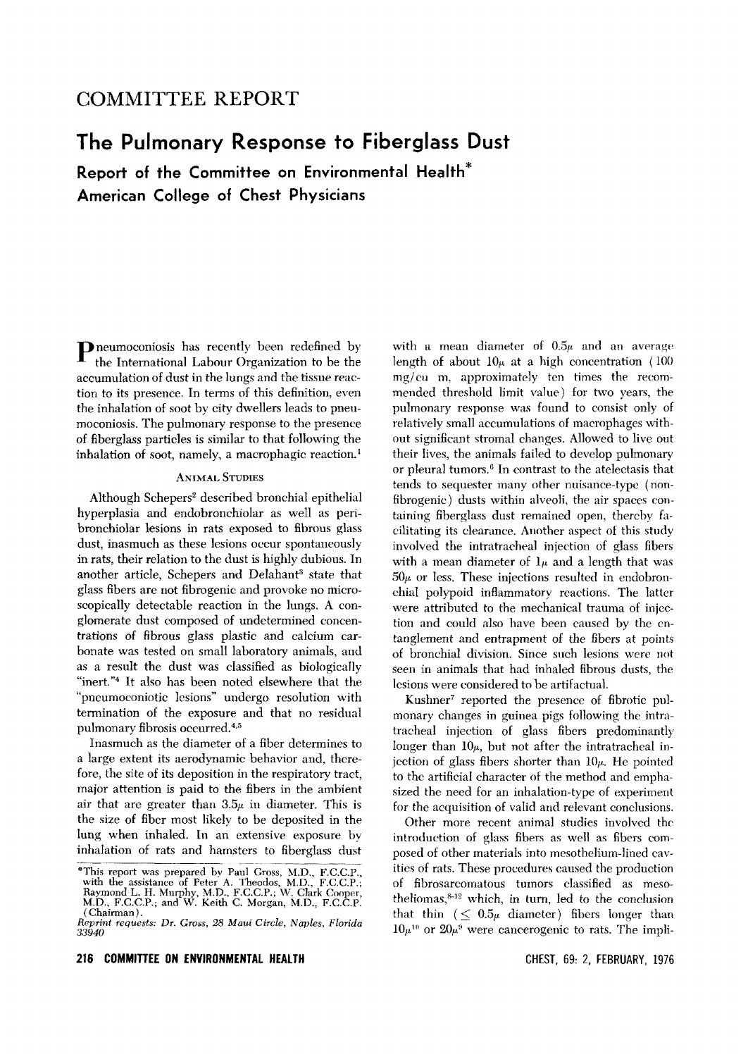# COMMITTEE REPORT

# The Pulmonary Response to Fiberglass Dust

## Report of the Committee on Environmental Health* American College of Chest Physicians

Pneumoconiosis has recently been redefined by the International Labour Organization to be the accumulation of dust in the lungs and the tissue reaction to its presence. In terms of this definition, even the inhalation of soot by city dwellers leads to pneumoconiosis. The pulmonary response to the presence of fiberglass particles is similar to that following the inhalation of soot, namely, a macrophagic reaction.[1]

### Animal Studies

Although Schepers[2] described bronchial epithelial hyperplasia and endobronchiolar as well as peribronchiolar lesions in rats exposed to fibrous glass dust, inasmuch as these lesions occur spontaneously in rats, their relation to the dust is highly dubious. In another article, Schepers and Delahant[3] state that glass fibers are not fibrogenic and provoke no microscopically detectable reaction in the lungs. A conglomerate dust composed of undetermined concentrations of fibrous glass plastic and calcium carbonate was tested on small laboratory animals, and as a result the dust was classified as biologically "inert."[4] It also has been noted elsewhere that the "pneumoconiotic lesions" undergo resolution with termination of the exposure and that no residual pulmonary fibrosis occurred.[4,5]

Inasmuch as the diameter of a fiber determines to a large extent its aerodynamic behavior and, therefore, the site of its deposition in the respiratory tract, major attention is paid to the fibers in the ambient air that are greater than $3.5\mu$ in diameter. This is the size of fiber most likely to be deposited in the lung when inhaled. In an extensive exposure by inhalation of rats and hamsters to fiberglass dust with a mean diameter of $0.5\mu$ and an average length of about $10\mu$ at a high concentration (100 mg/cu m, approximately ten times the recommended threshold limit value) for two years, the pulmonary response was found to consist only of relatively small accumulations of macrophages without significant stromal changes. Allowed to live out their lives, the animals failed to develop pulmonary or pleural tumors.[6] In contrast to the atelectasis that tends to sequester many other nuisance-type (non-fibrogenic) dusts within alveoli, the air spaces containing fiberglass dust remained open, thereby facilitating its clearance. Another aspect of this study involved the intratracheal injection of glass fibers with a mean diameter of $1\mu$ and a length that was $50\mu$ or less. These injections resulted in endobronchial polypoid inflammatory reactions. The latter were attributed to the mechanical trauma of injection and could also have been caused by the entanglement and entrapment of the fibers at points of bronchial division. Since such lesions were not seen in animals that had inhaled fibrous dusts, the lesions were considered to be artifactual.

Kushner[7] reported the presence of fibrotic pulmonary changes in guinea pigs following the intratracheal injection of glass fibers predominantly longer than $10\mu$, but not after the intratracheal injection of glass fibers shorter than $10\mu$. He pointed to the artificial character of the method and emphasized the need for an inhalation-type of experiment for the acquisition of valid and relevant conclusions.

Other more recent animal studies involved the introduction of glass fibers as well as fibers composed of other materials into mesothelium-lined cavities of rats. These procedures caused the production of fibrosarcomatous tumors classified as mesotheliomas,[8-12] which, in turn, led to the conclusion that thin ($\leq 0.5\mu$ diameter) fibers longer than $10\mu$[10] or $20\mu$[9] were cancerogenic to rats. The impli-

*This report was prepared by Paul Gross, M.D., F.C.C.P., with the assistance of Peter A. Theodos, M.D., F.C.C.P.; Raymond L. H. Murphy, M.D., F.C.C.P.; W. Clark Cooper, M.D., F.C.C.P.; and W. Keith C. Morgan, M.D., F.C.C.P. (Chairman).

*Reprint requests: Dr. Gross, 28 Maui Circle, Naples, Florida 33940*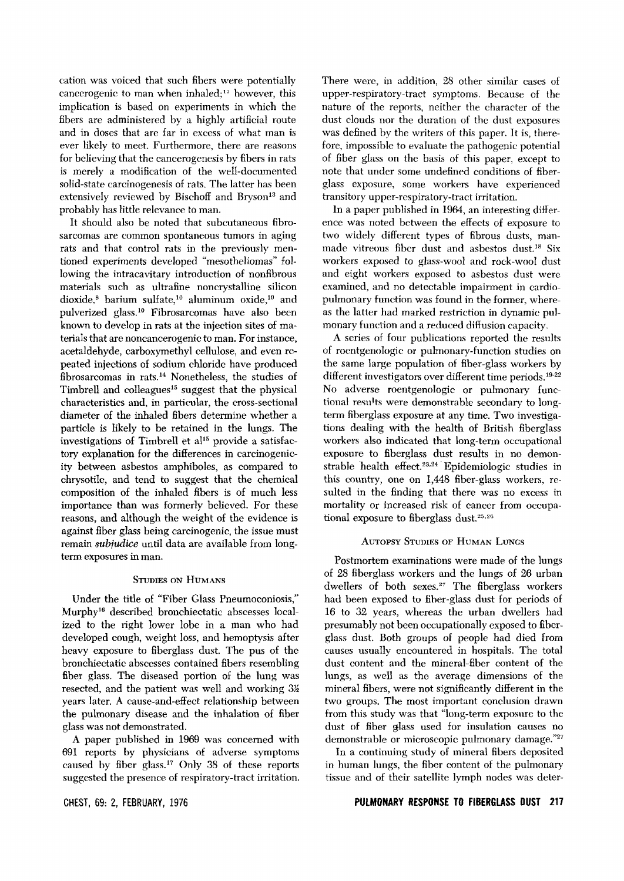cation was voiced that such fibers were potentially cancerogenic to man when inhaled;[12] however, this implication is based on experiments in which the fibers are administered by a highly artificial route and in doses that are far in excess of what man is ever likely to meet. Furthermore, there are reasons for believing that the cancerogenesis by fibers in rats is merely a modification of the well-documented solid-state carcinogenesis of rats. The latter has been extensively reviewed by Bischoff and Bryson[13] and probably has little relevance to man.

It should also be noted that subcutaneous fibrosarcomas are common spontaneous tumors in aging rats and that control rats in the previously mentioned experiments developed "mesotheliomas" following the intracavitary introduction of nonfibrous materials such as ultrafine noncrystalline silicon dioxide,[8] barium sulfate,[10] aluminum oxide,[10] and pulverized glass.[10] Fibrosarcomas have also been known to develop in rats at the injection sites of materials that are noncancerogenic to man. For instance, acetaldehyde, carboxymethyl cellulose, and even repeated injections of sodium chloride have produced fibrosarcomas in rats.[14] Nonetheless, the studies of Timbrell and colleagues[15] suggest that the physical characteristics and, in particular, the cross-sectional diameter of the inhaled fibers determine whether a particle is likely to be retained in the lungs. The investigations of Timbrell et al[15] provide a satisfactory explanation for the differences in carcinogenicity between asbestos amphiboles, as compared to chrysotile, and tend to suggest that the chemical composition of the inhaled fibers is of much less importance than was formerly believed. For these reasons, and although the weight of the evidence is against fiber glass being carcinogenic, the issue must remain *subjudice* until data are available from long-term exposures in man.

## Studies on Humans

Under the title of "Fiber Glass Pneumoconiosis," Murphy[16] described bronchiectatic abscesses localized to the right lower lobe in a man who had developed cough, weight loss, and hemoptysis after heavy exposure to fiberglass dust. The pus of the bronchiectatic abscesses contained fibers resembling fiber glass. The diseased portion of the lung was resected, and the patient was well and working 3½ years later. A cause-and-effect relationship between the pulmonary disease and the inhalation of fiber glass was not demonstrated.

A paper published in 1969 was concerned with 691 reports by physicians of adverse symptoms caused by fiber glass.[17] Only 38 of these reports suggested the presence of respiratory-tract irritation. There were, in addition, 28 other similar cases of upper-respiratory-tract symptoms. Because of the nature of the reports, neither the character of the dust clouds nor the duration of the dust exposures was defined by the writers of this paper. It is, therefore, impossible to evaluate the pathogenic potential of fiber glass on the basis of this paper, except to note that under some undefined conditions of fiberglass exposure, some workers have experienced transitory upper-respiratory-tract irritation.

In a paper published in 1964, an interesting difference was noted between the effects of exposure to two widely different types of fibrous dusts, man-made vitreous fiber dust and asbestos dust.[18] Six workers exposed to glass-wool and rock-wool dust and eight workers exposed to asbestos dust were examined, and no detectable impairment in cardiopulmonary function was found in the former, whereas the latter had marked restriction in dynamic pulmonary function and a reduced diffusion capacity.

A series of four publications reported the results of roentgenologic or pulmonary-function studies on the same large population of fiber-glass workers by different investigators over different time periods.[19-22] No adverse roentgenologic or pulmonary functional results were demonstrable secondary to long-term fiberglass exposure at any time. Two investigations dealing with the health of British fiberglass workers also indicated that long-term occupational exposure to fiberglass dust results in no demonstrable health effect.[23,24] Epidemiologic studies in this country, one on 1,448 fiber-glass workers, resulted in the finding that there was no excess in mortality or increased risk of cancer from occupational exposure to fiberglass dust.[25,26]

## Autopsy Studies of Human Lungs

Postmortem examinations were made of the lungs of 28 fiberglass workers and the lungs of 26 urban dwellers of both sexes.[27] The fiberglass workers had been exposed to fiber-glass dust for periods of 16 to 32 years, whereas the urban dwellers had presumably not been occupationally exposed to fiberglass dust. Both groups of people had died from causes usually encountered in hospitals. The total dust content and the mineral-fiber content of the lungs, as well as the average dimensions of the mineral fibers, were not significantly different in the two groups. The most important conclusion drawn from this study was that "long-term exposure to the dust of fiber glass used for insulation causes no demonstrable or microscopic pulmonary damage."[27]

In a continuing study of mineral fibers deposited in human lungs, the fiber content of the pulmonary tissue and of their satellite lymph nodes was deter-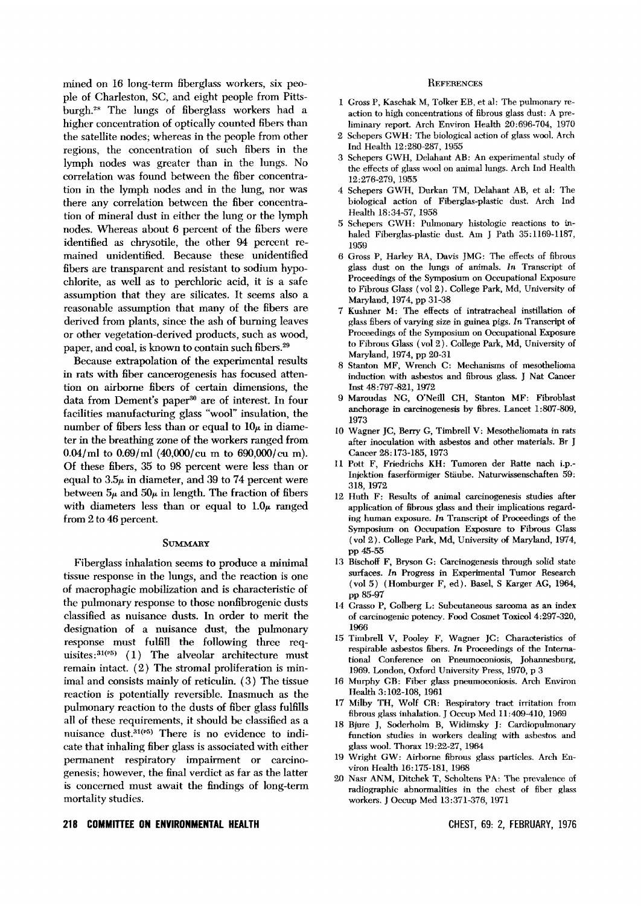mined on 16 long-term fiberglass workers, six people of Charleston, SC, and eight people from Pittsburgh.[28] The lungs of fiberglass workers had a higher concentration of optically counted fibers than the satellite nodes; whereas in the people from other regions, the concentration of such fibers in the lymph nodes was greater than in the lungs. No correlation was found between the fiber concentration in the lymph nodes and in the lung, nor was there any correlation between the fiber concentration of mineral dust in either the lung or the lymph nodes. Whereas about 6 percent of the fibers were identified as chrysotile, the other 94 percent remained unidentified. Because these unidentified fibers are transparent and resistant to sodium hypochlorite, as well as to perchloric acid, it is a safe assumption that they are silicates. It seems also a reasonable assumption that many of the fibers are derived from plants, since the ash of burning leaves or other vegetation-derived products, such as wood, paper, and coal, is known to contain such fibers.[29]

Because extrapolation of the experimental results in rats with fiber cancerogenesis has focused attention on airborne fibers of certain dimensions, the data from Dement's paper[30] are of interest. In four facilities manufacturing glass "wool" insulation, the number of fibers less than or equal to $10\mu$ in diameter in the breathing zone of the workers ranged from 0.04/ml to 0.69/ml (40,000/cu m to 690,000/cu m). Of these fibers, 35 to 98 percent were less than or equal to $3.5\mu$ in diameter, and 39 to 74 percent were between $5\mu$ and $50\mu$ in length. The fraction of fibers with diameters less than or equal to $1.0\mu$ ranged from 2 to 46 percent.

## Summary

Fiberglass inhalation seems to produce a minimal tissue response in the lungs, and the reaction is one of macrophagic mobilization and is characteristic of the pulmonary response to those nonfibrogenic dusts classified as nuisance dusts. In order to merit the designation of a nuisance dust, the pulmonary response must fulfill the following three requisites:[31(p5)] (1) The alveolar architecture must remain intact. (2) The stromal proliferation is minimal and consists mainly of reticulin. (3) The tissue reaction is potentially reversible. Inasmuch as the pulmonary reaction to the dusts of fiber glass fulfills all of these requirements, it should be classified as a nuisance dust.[31(p5)] There is no evidence to indicate that inhaling fiber glass is associated with either permanent respiratory impairment or carcinogenesis; however, the final verdict as far as the latter is concerned must await the findings of long-term mortality studies.

## References

1. Gross P, Kaschak M, Tolker EB, et al: The pulmonary reaction to high concentrations of fibrous glass dust: A preliminary report. Arch Environ Health 20:696-704, 1970
2. Schepers GWH: The biological action of glass wool. Arch Ind Health 12:280-287, 1955
3. Schepers GWH, Delahant AB: An experimental study of the effects of glass wool on animal lungs. Arch Ind Health 12:276-279, 1955
4. Schepers GWH, Durkan TM, Delahant AB, et al: The biological action of Fiberglas-plastic dust. Arch Ind Health 18:34-57, 1958
5. Schepers GWH: Pulmonary histologic reactions to inhaled Fiberglas-plastic dust. Am J Path 35:1169-1187, 1959
6. Gross P, Harley RA, Davis JMG: The effects of fibrous glass dust on the lungs of animals. *In* Transcript of Proceedings of the Symposium on Occupational Exposure to Fibrous Glass (vol 2). College Park, Md, University of Maryland, 1974, pp 31-38
7. Kushner M: The effects of intratracheal instillation of glass fibers of varying size in guinea pigs. *In* Transcript of Proceedings of the Symposium on Occupational Exposure to Fibrous Glass (vol 2). College Park, Md, University of Maryland, 1974, pp 20-31
8. Stanton MF, Wrench C: Mechanisms of mesothelioma induction with asbestos and fibrous glass. J Nat Cancer Inst 48:797-821, 1972
9. Maroudas NG, O'Neill CH, Stanton MF: Fibroblast anchorage in carcinogenesis by fibres. Lancet 1:807-809, 1973
10. Wagner JC, Berry G, Timbrell V: Mesotheliomata in rats after inoculation with asbestos and other materials. Br J Cancer 28:173-185, 1973
11. Pott F, Friedrichs KH: Tumoren der Ratte nach i.p.-Injektion faserförmiger Stäube. Naturwissenschaften 59: 318, 1972
12. Huth F: Results of animal carcinogenesis studies after application of fibrous glass and their implications regarding human exposure. *In* Transcript of Proceedings of the Symposium on Occupation Exposure to Fibrous Glass (vol 2). College Park, Md, University of Maryland, 1974, pp 45-55
13. Bischoff F, Bryson G: Carcinogenesis through solid state surfaces. *In* Progress in Experimental Tumor Research (vol 5) (Homburger F, ed). Basel, S Karger AG, 1964, pp 85-97
14. Grasso P, Golberg L: Subcutaneous sarcoma as an index of carcinogenic potency. Food Cosmet Toxicol 4:297-320, 1966
15. Timbrell V, Pooley F, Wagner JC: Characteristics of respirable asbestos fibers. *In* Proceedings of the International Conference on Pneumoconiosis, Johannesburg, 1969. London, Oxford University Press, 1970, p 3
16. Murphy GB: Fiber glass pneumoconiosis. Arch Environ Health 3:102-108, 1961
17. Milby TH, Wolf CR: Respiratory tract irritation from fibrous glass inhalation. J Occup Med 11:409-410, 1969
18. Bjure J, Soderholm B, Widimsky J: Cardiopulmonary function studies in workers dealing with asbestos and glass wool. Thorax 19:22-27, 1964
19. Wright GW: Airborne fibrous glass particles. Arch Environ Health 16:175-181, 1968
20. Nasr ANM, Ditchek T, Scholtens PA: The prevalence of radiographic abnormalities in the chest of fiber glass workers. J Occup Med 13:371-376, 1971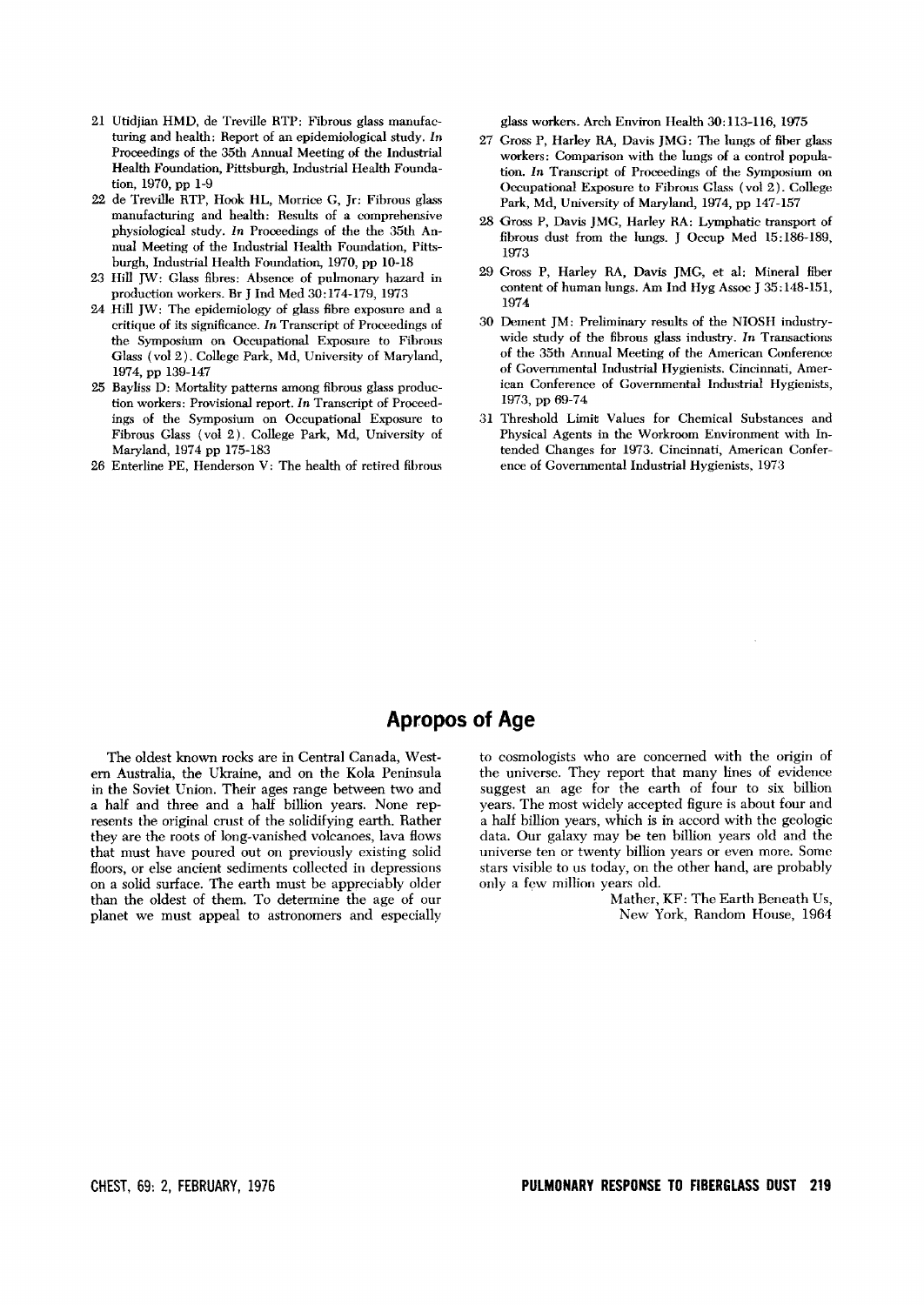21 Utidjian HMD, de Treville RTP: Fibrous glass manufacturing and health: Report of an epidemiological study. *In* Proceedings of the 35th Annual Meeting of the Industrial Health Foundation, Pittsburgh, Industrial Health Foundation, 1970, pp 1-9

22 de Treville RTP, Hook HL, Morrice G, Jr: Fibrous glass manufacturing and health: Results of a comprehensive physiological study. *In* Proceedings of the the 35th Annual Meeting of the Industrial Health Foundation, Pittsburgh, Industrial Health Foundation, 1970, pp 10-18

23 Hill JW: Glass fibres: Absence of pulmonary hazard in production workers. Br J Ind Med 30:174-179, 1973

24 Hill JW: The epidemiology of glass fibre exposure and a critique of its significance. *In* Transcript of Proceedings of the Symposium on Occupational Exposure to Fibrous Glass (vol 2). College Park, Md, University of Maryland, 1974, pp 139-147

25 Bayliss D: Mortality patterns among fibrous glass production workers: Provisional report. *In* Transcript of Proceedings of the Symposium on Occupational Exposure to Fibrous Glass (vol 2). College Park, Md, University of Maryland, 1974 pp 175-183

26 Enterline PE, Henderson V: The health of retired fibrous glass workers. Arch Environ Health 30:113-116, 1975

27 Gross P, Harley RA, Davis JMG: The lungs of fiber glass workers: Comparison with the lungs of a control population. *In* Transcript of Proceedings of the Symposium on Occupational Exposure to Fibrous Glass (vol 2). College Park, Md, University of Maryland, 1974, pp 147-157

28 Gross P, Davis JMG, Harley RA: Lymphatic transport of fibrous dust from the lungs. J Occup Med 15:186-189, 1973

29 Gross P, Harley RA, Davis JMG, et al: Mineral fiber content of human lungs. Am Ind Hyg Assoc J 35:148-151, 1974

30 Dement JM: Preliminary results of the NIOSH industry-wide study of the fibrous glass industry. *In* Transactions of the 35th Annual Meeting of the American Conference of Governmental Industrial Hygienists. Cincinnati, American Conference of Governmental Industrial Hygienists, 1973, pp 69-74

31 Threshold Limit Values for Chemical Substances and Physical Agents in the Workroom Environment with Intended Changes for 1973. Cincinnati, American Conference of Governmental Industrial Hygienists, 1973

## Apropos of Age

The oldest known rocks are in Central Canada, Western Australia, the Ukraine, and on the Kola Peninsula in the Soviet Union. Their ages range between two and a half and three and a half billion years. None represents the original crust of the solidifying earth. Rather they are the roots of long-vanished volcanoes, lava flows that must have poured out on previously existing solid floors, or else ancient sediments collected in depressions on a solid surface. The earth must be appreciably older than the oldest of them. To determine the age of our planet we must appeal to astronomers and especially to cosmologists who are concerned with the origin of the universe. They report that many lines of evidence suggest an age for the earth of four to six billion years. The most widely accepted figure is about four and a half billion years, which is in accord with the geologic data. Our galaxy may be ten billion years old and the universe ten or twenty billion years or even more. Some stars visible to us today, on the other hand, are probably only a few million years old.

Mather, KF: The Earth Beneath Us,
New York, Random House, 1964